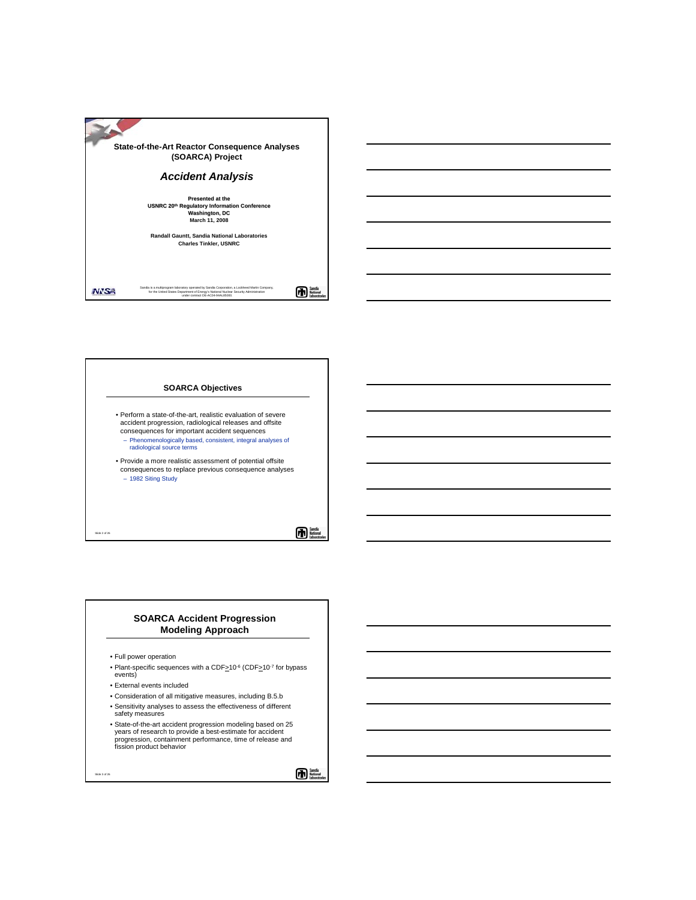# State-of-the-Art Reactor Consequence Analyses (SOARCA) Project

## *Accident Analysis*

**Presented at the**
**USNRC 20th Regulatory Information Conference**
**Washington, DC**
**March 11, 2008**

**Randall Gauntt, Sandia National Laboratories**
**Charles Tinkler, USNRC**

Sandia is a multiprogram laboratory operated by Sandia Corporation, a Lockheed Martin Company, for the United States Department of Energy's National Nuclear Security Administration under contract DE-AC04-94AL85000.

## SOARCA Objectives

- Perform a state-of-the-art, realistic evaluation of severe accident progression, radiological releases and offsite consequences for important accident sequences
  - Phenomenologically based, consistent, integral analyses of radiological source terms
- Provide a more realistic assessment of potential offsite consequences to replace previous consequence analyses
  - 1982 Siting Study

## SOARCA Accident Progression Modeling Approach

- Full power operation
- Plant-specific sequences with a CDF$\geq 10^{-6}$ (CDF$\geq 10^{-7}$ for bypass events)
- External events included
- Consideration of all mitigative measures, including B.5.b
- Sensitivity analyses to assess the effectiveness of different safety measures
- State-of-the-art accident progression modeling based on 25 years of research to provide a best-estimate for accident progression, containment performance, time of release and fission product behavior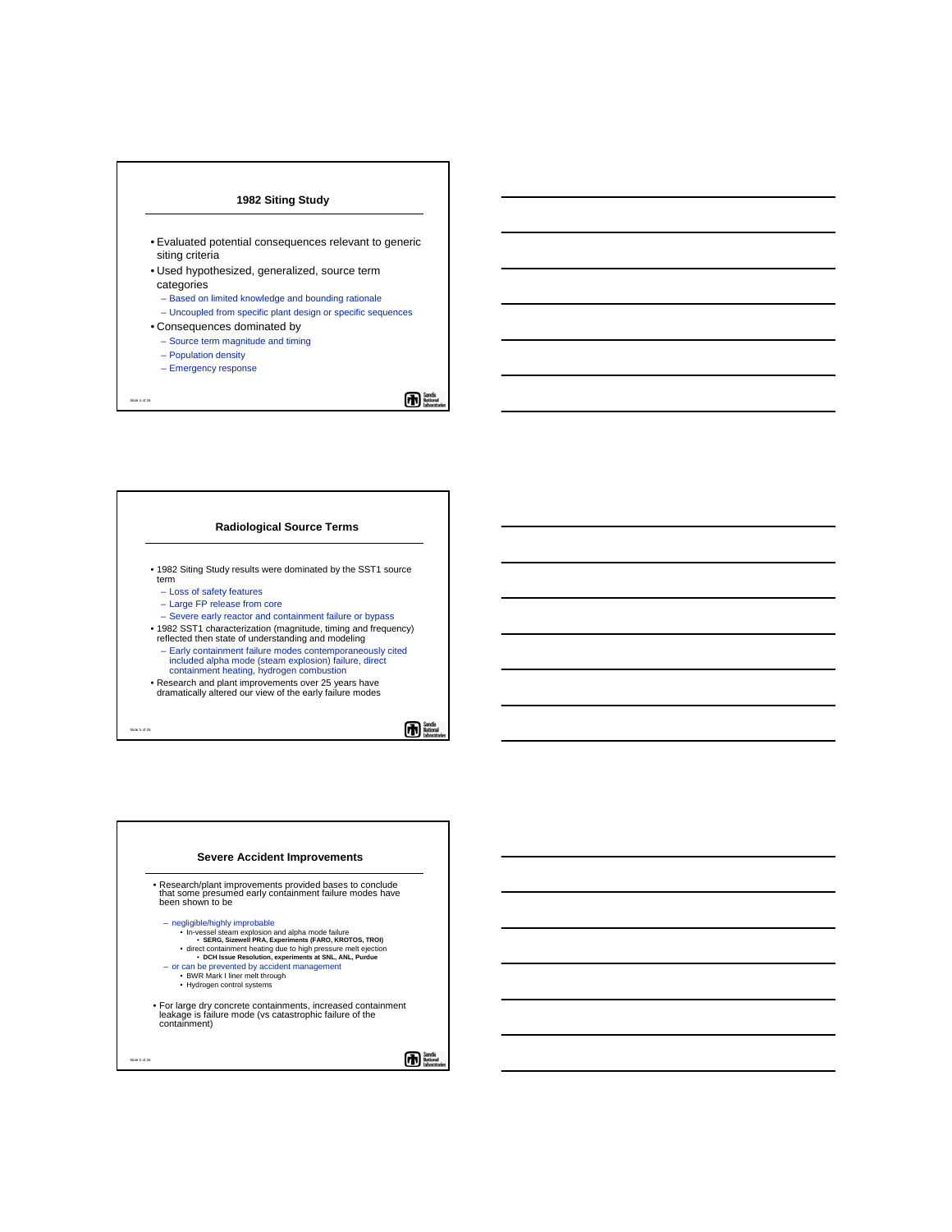## 1982 Siting Study

- Evaluated potential consequences relevant to generic siting criteria
- Used hypothesized, generalized, source term categories
  - Based on limited knowledge and bounding rationale
  - Uncoupled from specific plant design or specific sequences
- Consequences dominated by
  - Source term magnitude and timing
  - Population density
  - Emergency response

## Radiological Source Terms

- 1982 Siting Study results were dominated by the SST1 source term
  - Loss of safety features
  - Large FP release from core
  - Severe early reactor and containment failure or bypass
- 1982 SST1 characterization (magnitude, timing and frequency) reflected then state of understanding and modeling
  - Early containment failure modes contemporaneously cited included alpha mode (steam explosion) failure, direct containment heating, hydrogen combustion
- Research and plant improvements over 25 years have dramatically altered our view of the early failure modes

## Severe Accident Improvements

- Research/plant improvements provided bases to conclude that some presumed early containment failure modes have been shown to be
  - negligible/highly improbable
    - In-vessel steam explosion and alpha mode failure
      - **SERG, Sizewell PRA, Experiments (FARO, KROTOS, TROI)**
    - direct containment heating due to high pressure melt ejection
      - **DCH Issue Resolution, experiments at SNL, ANL, Purdue**
  - or can be prevented by accident management
    - BWR Mark I liner melt through
    - Hydrogen control systems
- For large dry concrete containments, increased containment leakage is failure mode (vs catastrophic failure of the containment)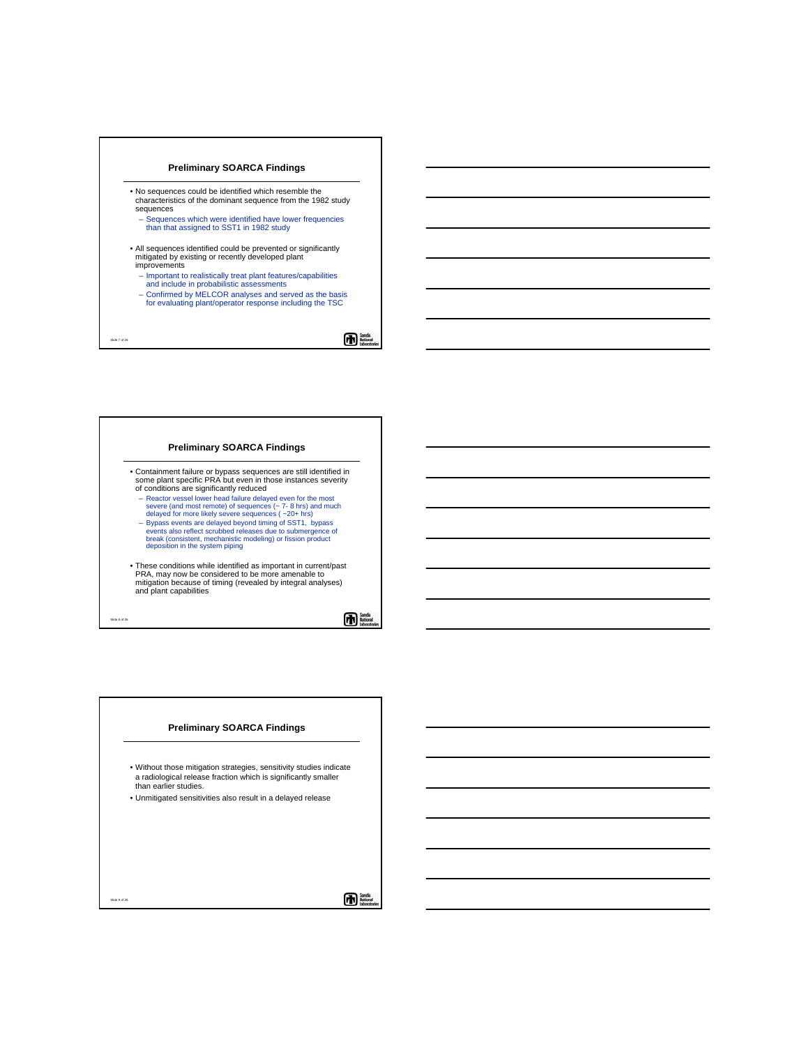## Preliminary SOARCA Findings

- No sequences could be identified which resemble the characteristics of the dominant sequence from the 1982 study sequences
  - Sequences which were identified have lower frequencies than that assigned to SST1 in 1982 study
- All sequences identified could be prevented or significantly mitigated by existing or recently developed plant improvements
  - Important to realistically treat plant features/capabilities and include in probabilistic assessments
  - Confirmed by MELCOR analyses and served as the basis for evaluating plant/operator response including the TSC

## Preliminary SOARCA Findings

- Containment failure or bypass sequences are still identified in some plant specific PRA but even in those instances severity of conditions are significantly reduced
  - Reactor vessel lower head failure delayed even for the most severe (and most remote) of sequences (~ 7- 8 hrs) and much delayed for more likely severe sequences ( ~20+ hrs)
  - Bypass events are delayed beyond timing of SST1, bypass events also reflect scrubbed releases due to submergence of break (consistent, mechanistic modeling) or fission product deposition in the system piping
- These conditions while identified as important in current/past PRA, may now be considered to be more amenable to mitigation because of timing (revealed by integral analyses) and plant capabilities

## Preliminary SOARCA Findings

- Without those mitigation strategies, sensitivity studies indicate a radiological release fraction which is significantly smaller than earlier studies.
- Unmitigated sensitivities also result in a delayed release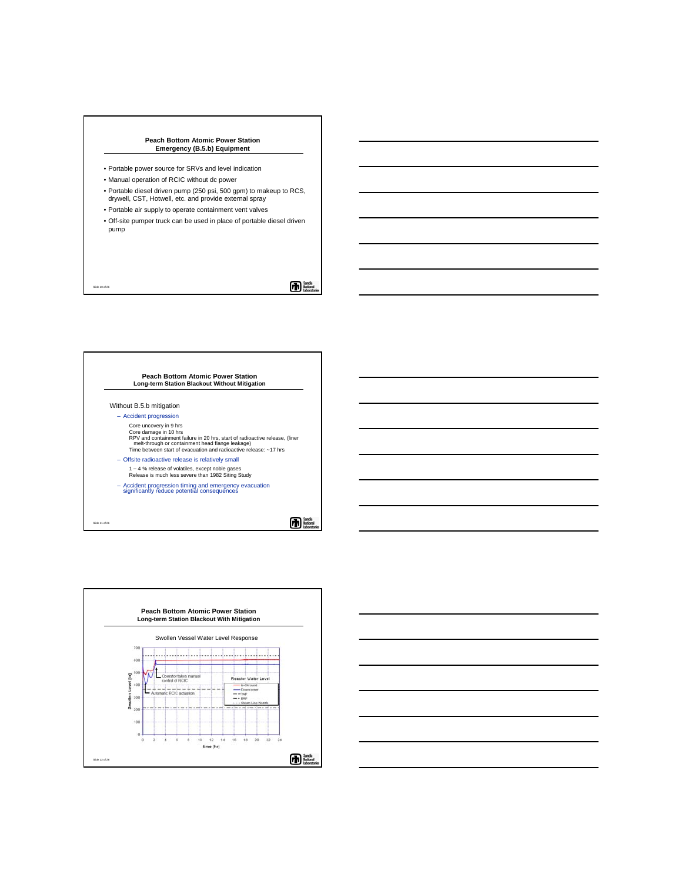## Peach Bottom Atomic Power Station
### Emergency (B.5.b) Equipment

- Portable power source for SRVs and level indication
- Manual operation of RCIC without dc power
- Portable diesel driven pump (250 psi, 500 gpm) to makeup to RCS, drywell, CST, Hotwell, etc. and provide external spray
- Portable air supply to operate containment vent valves
- Off-site pumper truck can be used in place of portable diesel driven pump

## Peach Bottom Atomic Power Station
### Long-term Station Blackout Without Mitigation

Without B.5.b mitigation

- Accident progression
  - Core uncovery in 9 hrs
  - Core damage in 10 hrs
  - RPV and containment failure in 20 hrs, start of radioactive release, (liner melt-through or containment head flange leakage)
  - Time between start of evacuation and radioactive release: ~17 hrs
- Offsite radioactive release is relatively small
  - 1 – 4 % release of volatiles, except noble gases
  - Release is much less severe than 1982 Siting Study
- Accident progression timing and emergency evacuation significantly reduce potential consequences

## Peach Bottom Atomic Power Station
### Long-term Station Blackout With Mitigation

Swollen Vessel Water Level Response

Operator takes manual control of RCIC

Automatic RCIC actuation

Reactor Water Level: In-Shroud, Downcomer, TAF, BAF, Steam Line Nozzle

Swollen Level [in]

time (hr)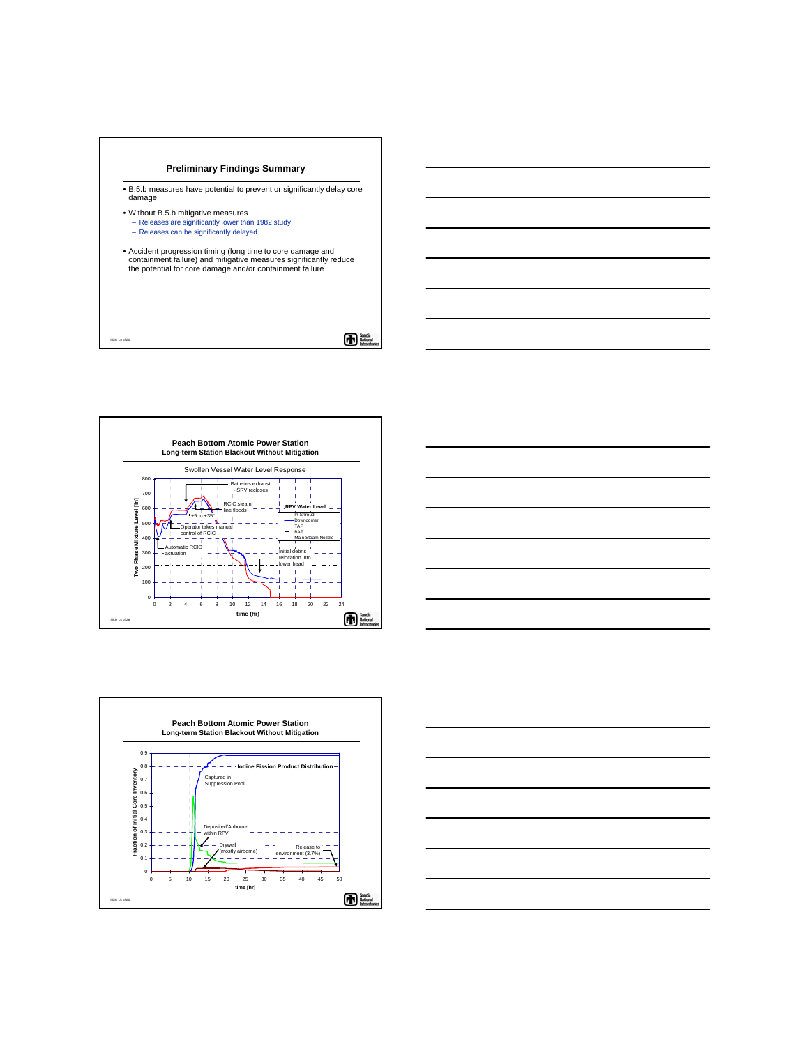## Preliminary Findings Summary

- B.5.b measures have potential to prevent or significantly delay core damage
- Without B.5.b mitigative measures
  - Releases are significantly lower than 1982 study
  - Releases can be significantly delayed
- Accident progression timing (long time to core damage and containment failure) and mitigative measures significantly reduce the potential for core damage and/or containment failure

## Peach Bottom Atomic Power Station
### Long-term Station Blackout Without Mitigation

Swollen Vessel Water Level Response

Two Phase Mixture Level [in] vs. time (hr)

Annotations: Batteries exhaust SRV recloses; RCIC steam line floods; +5 to +35"; Operator takes manual control of RCIC; Automatic RCIC actuation; Initial debris relocation into lower head

RPV Water Level: In-Shroud; Downcomer; TAF; BAF; Main Steam Nozzle

## Peach Bottom Atomic Power Station
### Long-term Station Blackout Without Mitigation

Iodine Fission Product Distribution

Fraction of Initial Core Inventory vs. time [hr]

Annotations: Captured in Suppression Pool; Deposited/Airborne within RPV; Drywell (mostly airborne); Release to environment (3.7%)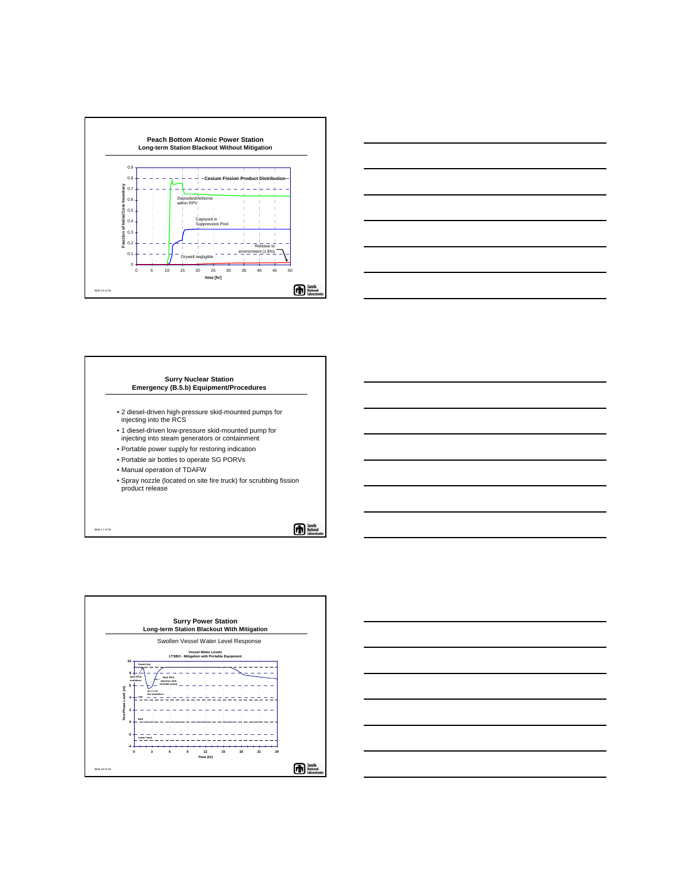## Peach Bottom Atomic Power Station
### Long-term Station Blackout Without Mitigation

Cesium Fission Product Distribution

Fraction of Initial Core Inventory

Deposited/Airborne within RPV

Captured in Suppression Pool

Release to environment (1.8%)

Drywell negligible

time [hr]

## Surry Nuclear Station
### Emergency (B.5.b) Equipment/Procedures

- 2 diesel-driven high-pressure skid-mounted pumps for injecting into the RCS
- 1 diesel-driven low-pressure skid-mounted pump for injecting into steam generators or containment
- Portable power supply for restoring indication
- Portable air bottles to operate SG PORVs
- Manual operation of TDAFW
- Spray nozzle (located on site fire truck) for scrubbing fission product release

## Surry Power Station
### Long-term Station Blackout With Mitigation

Swollen Vessel Water Level Response

Vessel Water Levels
LTSBO - Mitigation with Portable Equipment

Vessel top

Start RCS cooldown

Start RCS injection with portable pump

Accumulators

TAF

BAF

Lower head

Two-Phase Level (m)

Time (hr)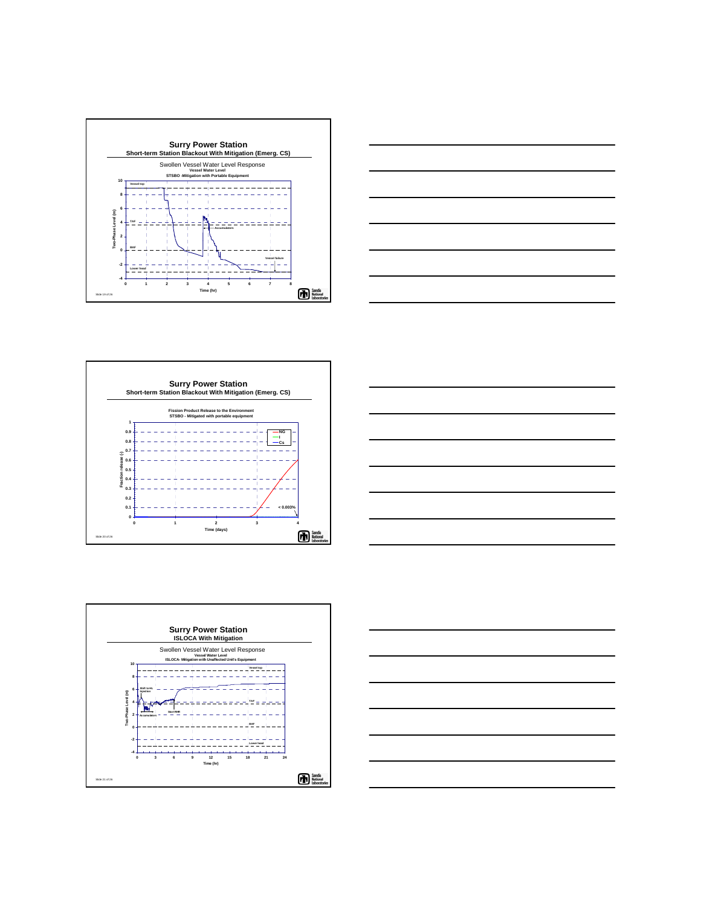## Surry Power Station

### Short-term Station Blackout With Mitigation (Emerg. CS)

Swollen Vessel Water Level Response

**Vessel Water Level**

**STSBO -Mitigation with Portable Equipment**

Two-Phase Level (m) vs. Time (hr). Labels: Vessel top, TAF, BAF, Lower head, Accumulators, Vessel failure.

---

## Surry Power Station

### Short-term Station Blackout With Mitigation (Emerg. CS)

**Fission Product Release to the Environment**

**STSBO - Mitigated with portable equipment**

Fraction release (-) vs. Time (days). Legend: NG, I, Cs. Annotation: < 0.003%

---

## Surry Power Station

### ISLOCA With Mitigation

Swollen Vessel Water Level Response

**Vessel Water Level**

**ISLOCA- Mitigation with Unaffected Unit's Equipment**

Two-Phase Level (m) vs. Time (hr). Labels: Vessel top, Shift to HL injection, TAF, Start RHR, Accumulators, BAF, Lower head.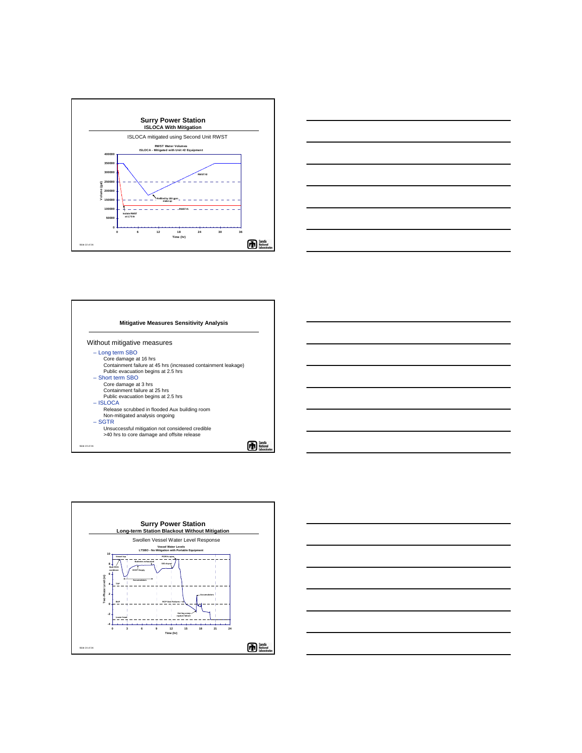## Surry Power Station

### ISLOCA With Mitigation

ISLOCA mitigated using Second Unit RWST

**RWST Water Volumes**
**ISLOCA - Mitigated with Unit #2 Equipment**

Volume (gal): 0, 50000, 100000, 150000, 200000, 250000, 300000, 350000, 400000

Time (hr): 0, 6, 12, 18, 24, 30, 36

RWST #2

Refilled by 150 gpm make-up

RWST #1

Isolate RWST at 1.75 hr

---

## Mitigative Measures Sensitivity Analysis

Without mitigative measures

- Long term SBO
  - Core damage at 16 hrs
  - Containment failure at 45 hrs (increased containment leakage)
  - Public evacuation begins at 2.5 hrs
- Short term SBO
  - Core damage at 3 hrs
  - Containment failure at 25 hrs
  - Public evacuation begins at 2.5 hrs
- ISLOCA
  - Release scrubbed in flooded Aux building room
  - Non-mitigated analysis ongoing
- SGTR
  - Unsuccessful mitigation not considered credible
  - >40 hrs to core damage and offsite release

---

## Surry Power Station

### Long-term Station Blackout Without Mitigation

Swollen Vessel Water Level Response

**Vessel Water Levels**
**LTSBO - No Mitigation with Portable Equipment**

Two-Phase Level (m): -4, -2, 0, 2, 4, 6, 8, 10

Time (hr): 0, 3, 6, 9, 12, 15, 18, 21, 24

Vessel top; Start RCS cooldown; Batteries exhausted; ECST Empty; PORVs open; S/G dryout; Accumulators; TAF; BAF; RCP Seal Failures; Accumulators; Hot leg creep rupture failure; Lower head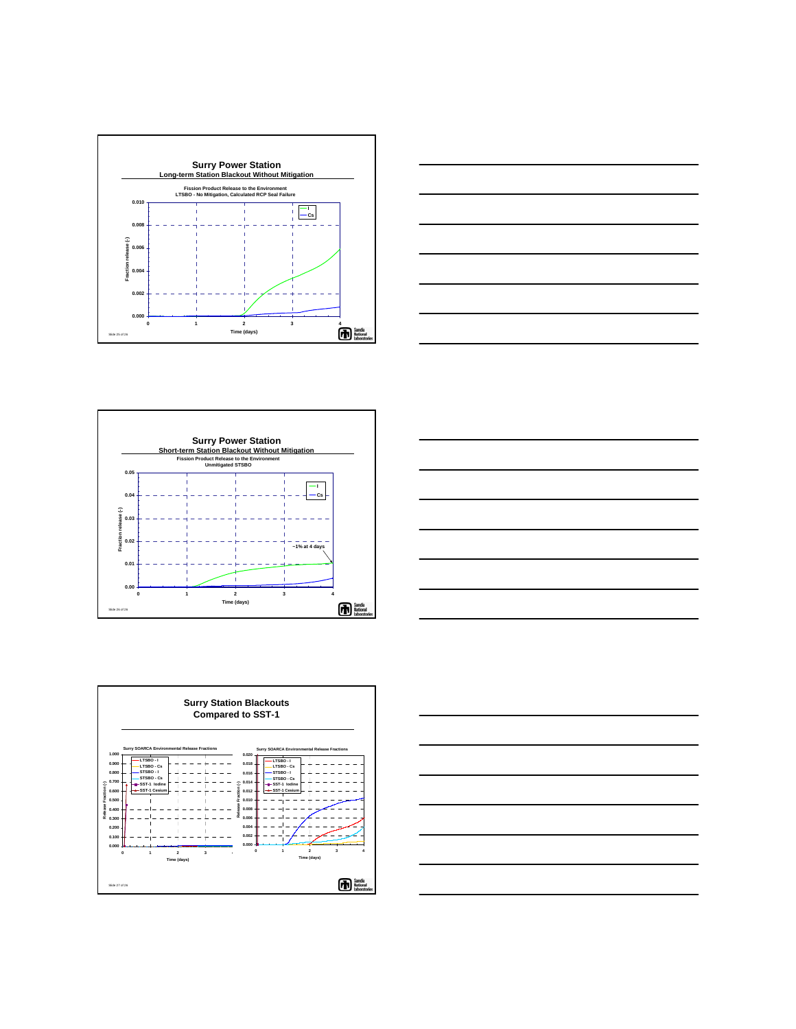## Surry Power Station

### Long-term Station Blackout Without Mitigation

**Fission Product Release to the Environment**
**LTSBO - No Mitigation, Calculated RCP Seal Failure**

Fraction release (-)

Time (days)

Legend: I, Cs

---

## Surry Power Station

### Short-term Station Blackout Without Mitigation

**Fission Product Release to the Environment**
**Unmitigated STSBO**

Fraction release (-)

Time (days)

~1% at 4 days

Legend: I, Cs

---

## Surry Station Blackouts Compared to SST-1

**Surry SOARCA Environmental Release Fractions**

Release Fraction (-)

Time (days)

Legend: LTSBO - I, LTSBO - Cs, STSBO - I, STSBO - Cs, SST-1 Iodine, SST-1 Cesium

**Surry SOARCA Environmental Release Fractions**

Release Fraction (-)

Time (days)

Legend: LTSBO - I, LTSBO - Cs, STSBO - I, STSBO - Cs, SST-1 Iodine, SST-1 Cesium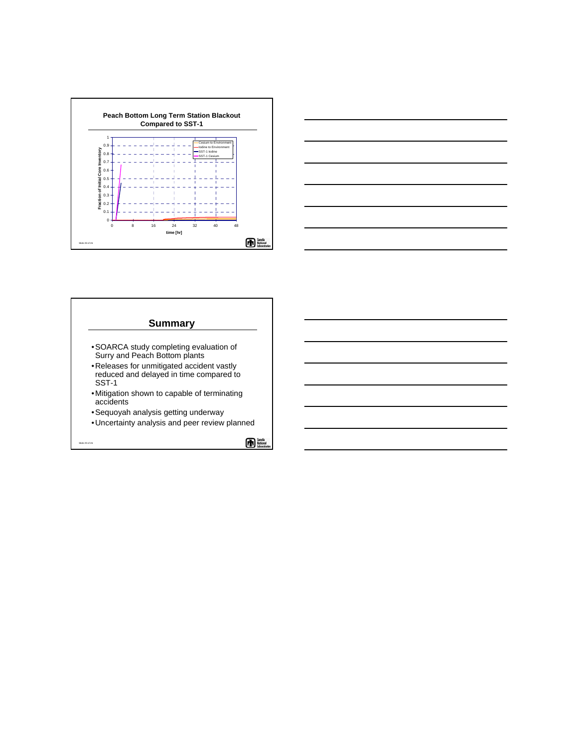## Peach Bottom Long Term Station Blackout Compared to SST-1

1
0.9
0.8
0.7
0.6
0.5
0.4
0.3
0.2
0.1
0

Fraction of Initial Core Inventory

0 8 16 24 32 40 48

time [hr]

Cesium to Environment
Iodine to Environment
SST-1 Iodine
SST-1 Cesium

## Summary

- SOARCA study completing evaluation of Surry and Peach Bottom plants
- Releases for unmitigated accident vastly reduced and delayed in time compared to SST-1
- Mitigation shown to capable of terminating accidents
- Sequoyah analysis getting underway
- Uncertainty analysis and peer review planned